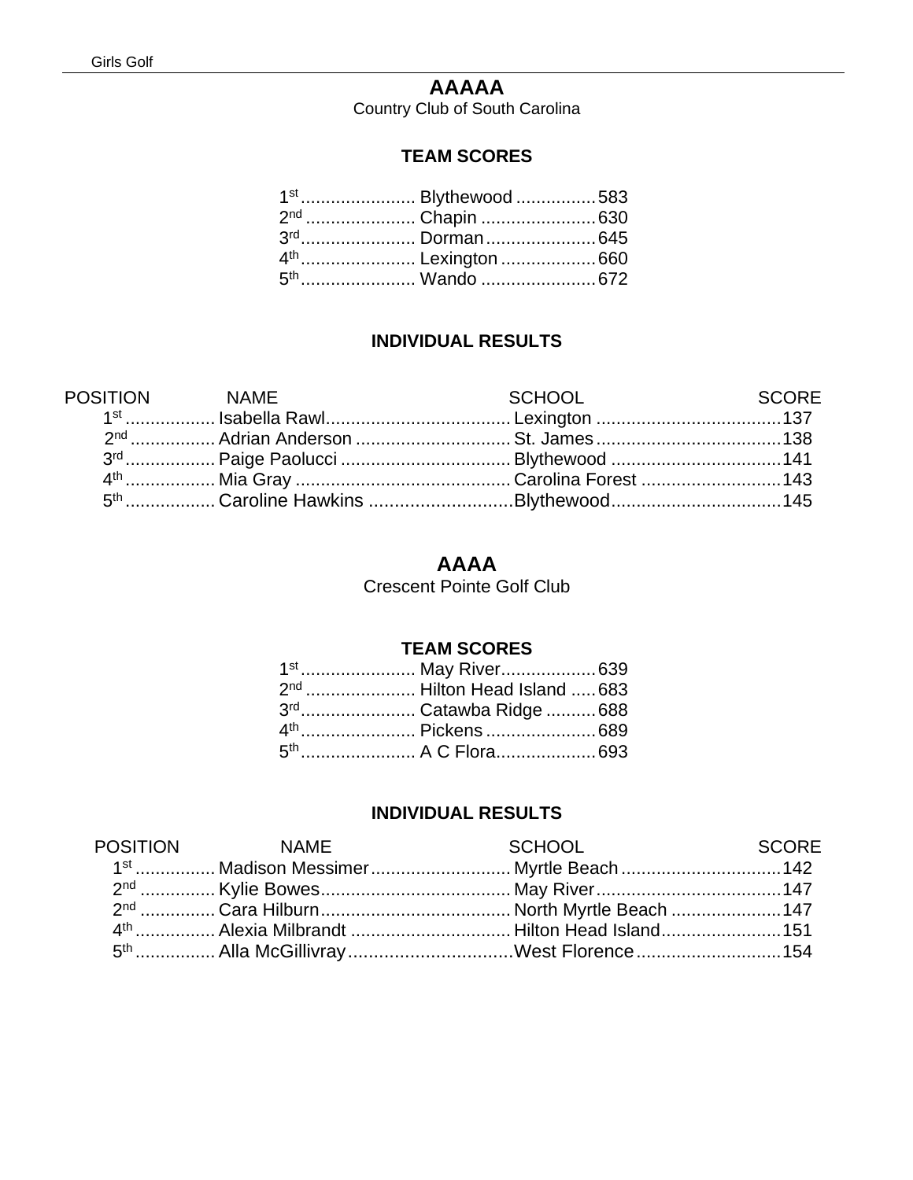# AAAAA

Country Club of South Carolina

### TEAM SCORES

| Place | Team | Score |
|---|---|---|
| 1st | Blythewood | 583 |
| 2nd | Chapin | 630 |
| 3rd | Dorman | 645 |
| 4th | Lexington | 660 |
| 5th | Wando | 672 |

### INDIVIDUAL RESULTS

| POSITION | NAME | SCHOOL | SCORE |
|---|---|---|---|
| 1st | Isabella Rawl | Lexington | 137 |
| 2nd | Adrian Anderson | St. James | 138 |
| 3rd | Paige Paolucci | Blythewood | 141 |
| 4th | Mia Gray | Carolina Forest | 143 |
| 5th | Caroline Hawkins | Blythewood | 145 |

# AAAA

Crescent Pointe Golf Club

### TEAM SCORES

| Place | Team | Score |
|---|---|---|
| 1st | May River | 639 |
| 2nd | Hilton Head Island | 683 |
| 3rd | Catawba Ridge | 688 |
| 4th | Pickens | 689 |
| 5th | A C Flora | 693 |

### INDIVIDUAL RESULTS

| POSITION | NAME | SCHOOL | SCORE |
|---|---|---|---|
| 1st | Madison Messimer | Myrtle Beach | 142 |
| 2nd | Kylie Bowes | May River | 147 |
| 2nd | Cara Hilburn | North Myrtle Beach | 147 |
| 4th | Alexia Milbrandt | Hilton Head Island | 151 |
| 5th | Alla McGillivray | West Florence | 154 |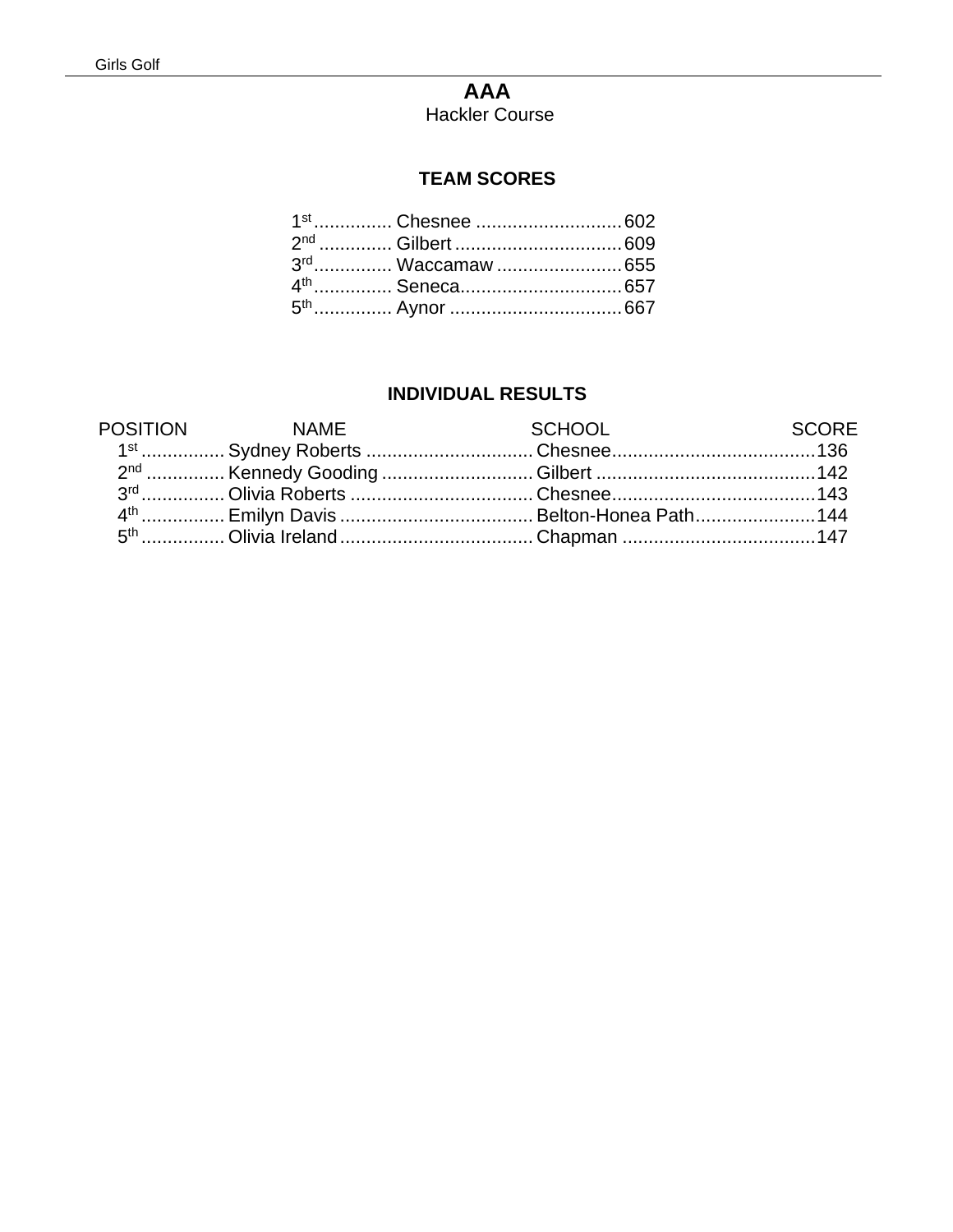# AAA

Hackler Course

## TEAM SCORES

| Place | Team | Score |
| --- | --- | --- |
| 1st | Chesnee | 602 |
| 2nd | Gilbert | 609 |
| 3rd | Waccamaw | 655 |
| 4th | Seneca | 657 |
| 5th | Aynor | 667 |

## INDIVIDUAL RESULTS

| POSITION | NAME | SCHOOL | SCORE |
| --- | --- | --- | --- |
| 1st | Sydney Roberts | Chesnee | 136 |
| 2nd | Kennedy Gooding | Gilbert | 142 |
| 3rd | Olivia Roberts | Chesnee | 143 |
| 4th | Emilyn Davis | Belton-Honea Path | 144 |
| 5th | Olivia Ireland | Chapman | 147 |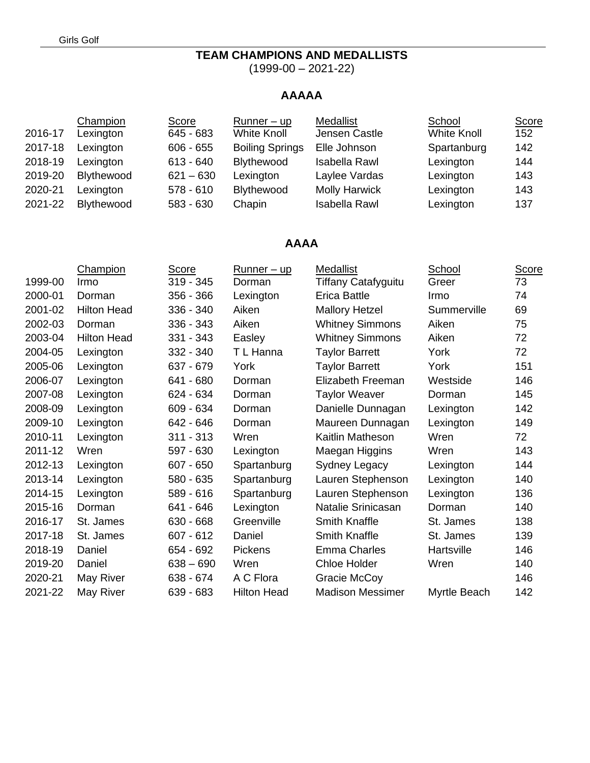## TEAM CHAMPIONS AND MEDALLISTS

(1999-00 – 2021-22)

### AAAAA

| | Champion | Score | Runner – up | Medallist | School | Score |
|---|---|---|---|---|---|---|
| 2016-17 | Lexington | 645 - 683 | White Knoll | Jensen Castle | White Knoll | 152 |
| 2017-18 | Lexington | 606 - 655 | Boiling Springs | Elle Johnson | Spartanburg | 142 |
| 2018-19 | Lexington | 613 - 640 | Blythewood | Isabella Rawl | Lexington | 144 |
| 2019-20 | Blythewood | 621 – 630 | Lexington | Laylee Vardas | Lexington | 143 |
| 2020-21 | Lexington | 578 - 610 | Blythewood | Molly Harwick | Lexington | 143 |
| 2021-22 | Blythewood | 583 - 630 | Chapin | Isabella Rawl | Lexington | 137 |

### AAAA

| | Champion | Score | Runner – up | Medallist | School | Score |
|---|---|---|---|---|---|---|
| 1999-00 | Irmo | 319 - 345 | Dorman | Tiffany Catafyguitu | Greer | 73 |
| 2000-01 | Dorman | 356 - 366 | Lexington | Erica Battle | Irmo | 74 |
| 2001-02 | Hilton Head | 336 - 340 | Aiken | Mallory Hetzel | Summerville | 69 |
| 2002-03 | Dorman | 336 - 343 | Aiken | Whitney Simmons | Aiken | 75 |
| 2003-04 | Hilton Head | 331 - 343 | Easley | Whitney Simmons | Aiken | 72 |
| 2004-05 | Lexington | 332 - 340 | T L Hanna | Taylor Barrett | York | 72 |
| 2005-06 | Lexington | 637 - 679 | York | Taylor Barrett | York | 151 |
| 2006-07 | Lexington | 641 - 680 | Dorman | Elizabeth Freeman | Westside | 146 |
| 2007-08 | Lexington | 624 - 634 | Dorman | Taylor Weaver | Dorman | 145 |
| 2008-09 | Lexington | 609 - 634 | Dorman | Danielle Dunnagan | Lexington | 142 |
| 2009-10 | Lexington | 642 - 646 | Dorman | Maureen Dunnagan | Lexington | 149 |
| 2010-11 | Lexington | 311 - 313 | Wren | Kaitlin Matheson | Wren | 72 |
| 2011-12 | Wren | 597 - 630 | Lexington | Maegan Higgins | Wren | 143 |
| 2012-13 | Lexington | 607 - 650 | Spartanburg | Sydney Legacy | Lexington | 144 |
| 2013-14 | Lexington | 580 - 635 | Spartanburg | Lauren Stephenson | Lexington | 140 |
| 2014-15 | Lexington | 589 - 616 | Spartanburg | Lauren Stephenson | Lexington | 136 |
| 2015-16 | Dorman | 641 - 646 | Lexington | Natalie Srinicasan | Dorman | 140 |
| 2016-17 | St. James | 630 - 668 | Greenville | Smith Knaffle | St. James | 138 |
| 2017-18 | St. James | 607 - 612 | Daniel | Smith Knaffle | St. James | 139 |
| 2018-19 | Daniel | 654 - 692 | Pickens | Emma Charles | Hartsville | 146 |
| 2019-20 | Daniel | 638 – 690 | Wren | Chloe Holder | Wren | 140 |
| 2020-21 | May River | 638 - 674 | A C Flora | Gracie McCoy | | 146 |
| 2021-22 | May River | 639 - 683 | Hilton Head | Madison Messimer | Myrtle Beach | 142 |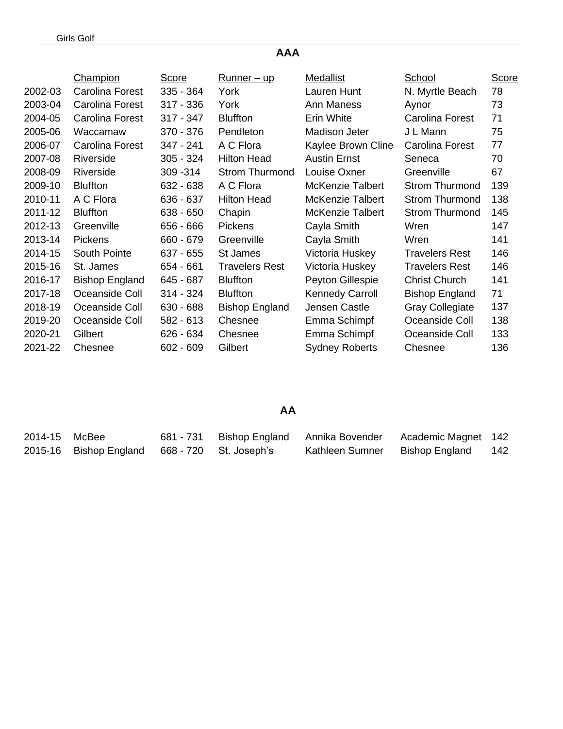## AAA

| | Champion | Score | Runner – up | Medallist | School | Score |
|---|---|---|---|---|---|---|
| 2002-03 | Carolina Forest | 335 - 364 | York | Lauren Hunt | N. Myrtle Beach | 78 |
| 2003-04 | Carolina Forest | 317 - 336 | York | Ann Maness | Aynor | 73 |
| 2004-05 | Carolina Forest | 317 - 347 | Bluffton | Erin White | Carolina Forest | 71 |
| 2005-06 | Waccamaw | 370 - 376 | Pendleton | Madison Jeter | J L Mann | 75 |
| 2006-07 | Carolina Forest | 347 - 241 | A C Flora | Kaylee Brown Cline | Carolina Forest | 77 |
| 2007-08 | Riverside | 305 - 324 | Hilton Head | Austin Ernst | Seneca | 70 |
| 2008-09 | Riverside | 309 -314 | Strom Thurmond | Louise Oxner | Greenville | 67 |
| 2009-10 | Bluffton | 632 - 638 | A C Flora | McKenzie Talbert | Strom Thurmond | 139 |
| 2010-11 | A C Flora | 636 - 637 | Hilton Head | McKenzie Talbert | Strom Thurmond | 138 |
| 2011-12 | Bluffton | 638 - 650 | Chapin | McKenzie Talbert | Strom Thurmond | 145 |
| 2012-13 | Greenville | 656 - 666 | Pickens | Cayla Smith | Wren | 147 |
| 2013-14 | Pickens | 660 - 679 | Greenville | Cayla Smith | Wren | 141 |
| 2014-15 | South Pointe | 637 - 655 | St James | Victoria Huskey | Travelers Rest | 146 |
| 2015-16 | St. James | 654 - 661 | Travelers Rest | Victoria Huskey | Travelers Rest | 146 |
| 2016-17 | Bishop England | 645 - 687 | Bluffton | Peyton Gillespie | Christ Church | 141 |
| 2017-18 | Oceanside Coll | 314 - 324 | Bluffton | Kennedy Carroll | Bishop England | 71 |
| 2018-19 | Oceanside Coll | 630 - 688 | Bishop England | Jensen Castle | Gray Collegiate | 137 |
| 2019-20 | Oceanside Coll | 582 - 613 | Chesnee | Emma Schimpf | Oceanside Coll | 138 |
| 2020-21 | Gilbert | 626 - 634 | Chesnee | Emma Schimpf | Oceanside Coll | 133 |
| 2021-22 | Chesnee | 602 - 609 | Gilbert | Sydney Roberts | Chesnee | 136 |

## AA

| | | | | | | |
|---|---|---|---|---|---|---|
| 2014-15 | McBee | 681 - 731 | Bishop England | Annika Bovender | Academic Magnet | 142 |
| 2015-16 | Bishop England | 668 - 720 | St. Joseph's | Kathleen Sumner | Bishop England | 142 |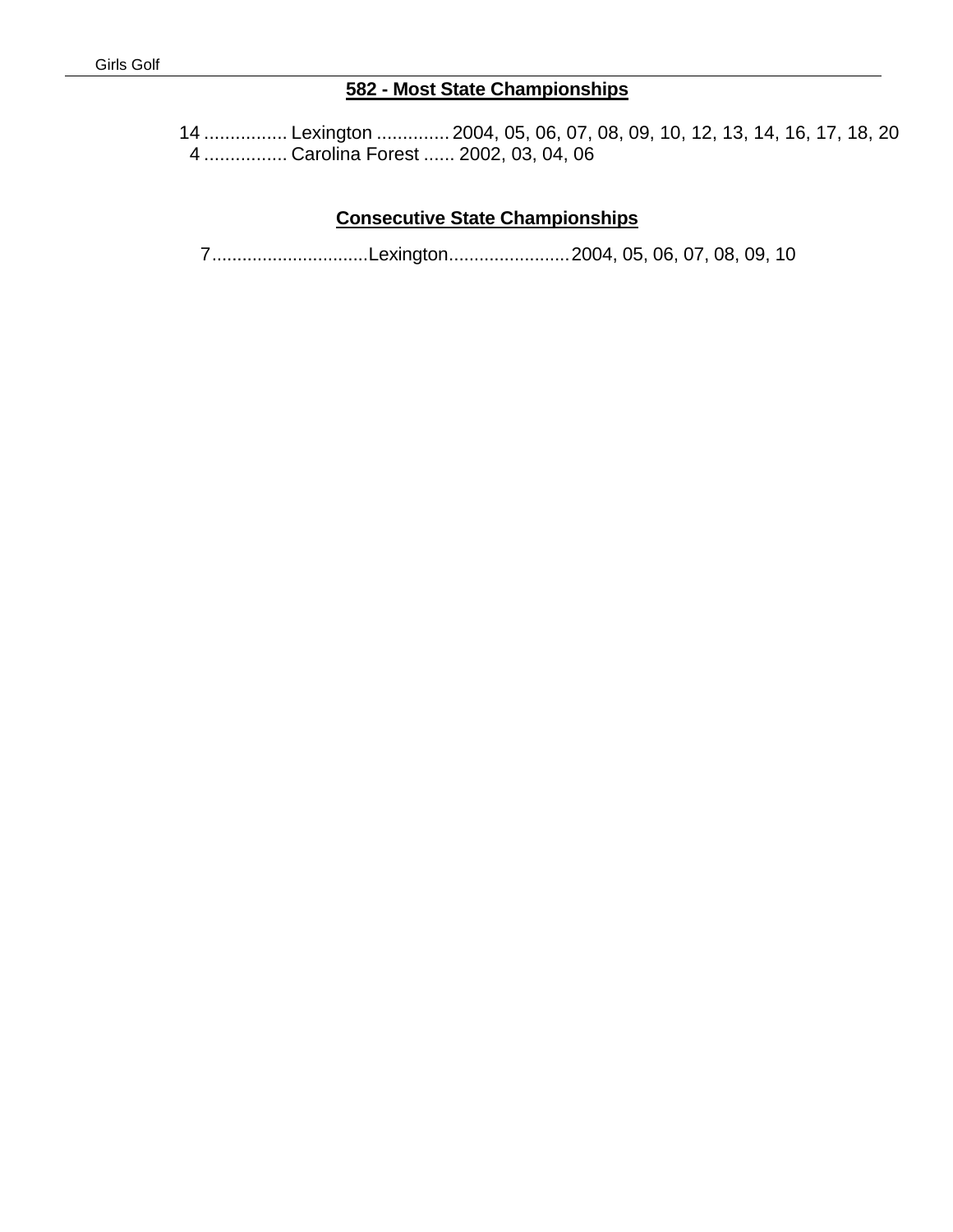## 582 - Most State Championships

14 ................ Lexington .............. 2004, 05, 06, 07, 08, 09, 10, 12, 13, 14, 16, 17, 18, 20
4 ................ Carolina Forest ...... 2002, 03, 04, 06

## Consecutive State Championships

7...............................Lexington........................2004, 05, 06, 07, 08, 09, 10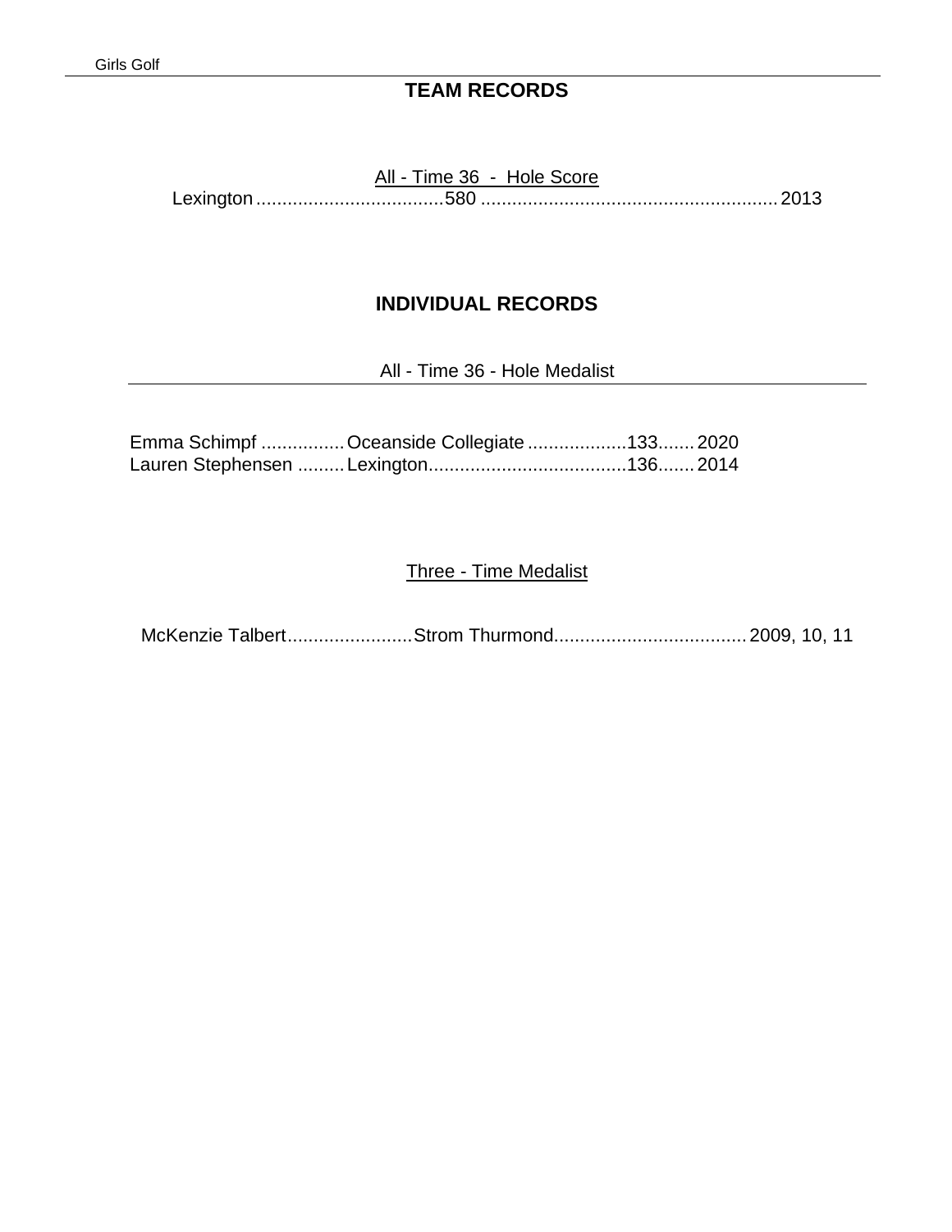## TEAM RECORDS

All - Time 36 - Hole Score

Lexington....................................580 ......................................................... 2013

## INDIVIDUAL RECORDS

All - Time 36 - Hole Medalist

Emma Schimpf ................ Oceanside Collegiate ...................133....... 2020
Lauren Stephensen ......... Lexington......................................136....... 2014

Three - Time Medalist

McKenzie Talbert........................Strom Thurmond.................................... 2009, 10, 11